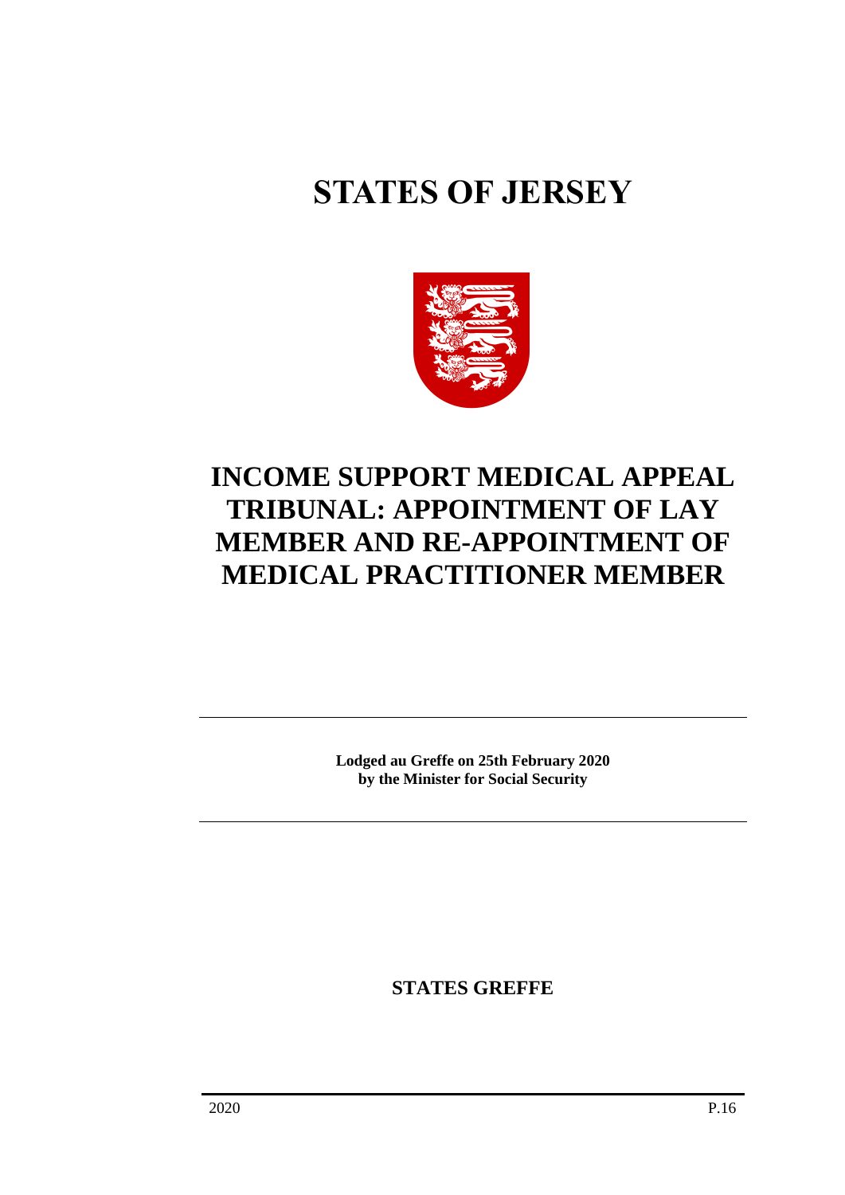# STATES OF JERSEY

# INCOME SUPPORT MEDICAL APPEAL TRIBUNAL: APPOINTMENT OF LAY MEMBER AND RE-APPOINTMENT OF MEDICAL PRACTITIONER MEMBER

---

**Lodged au Greffe on 25th February 2020**
**by the Minister for Social Security**

---

**STATES GREFFE**

2020 P.16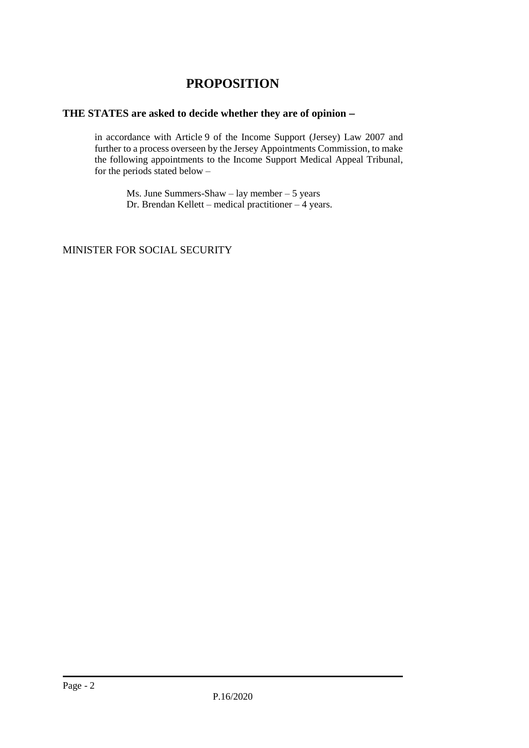# PROPOSITION

**THE STATES are asked to decide whether they are of opinion −**

in accordance with Article 9 of the Income Support (Jersey) Law 2007 and further to a process overseen by the Jersey Appointments Commission, to make the following appointments to the Income Support Medical Appeal Tribunal, for the periods stated below –

Ms. June Summers-Shaw – lay member – 5 years
Dr. Brendan Kellett – medical practitioner – 4 years.

MINISTER FOR SOCIAL SECURITY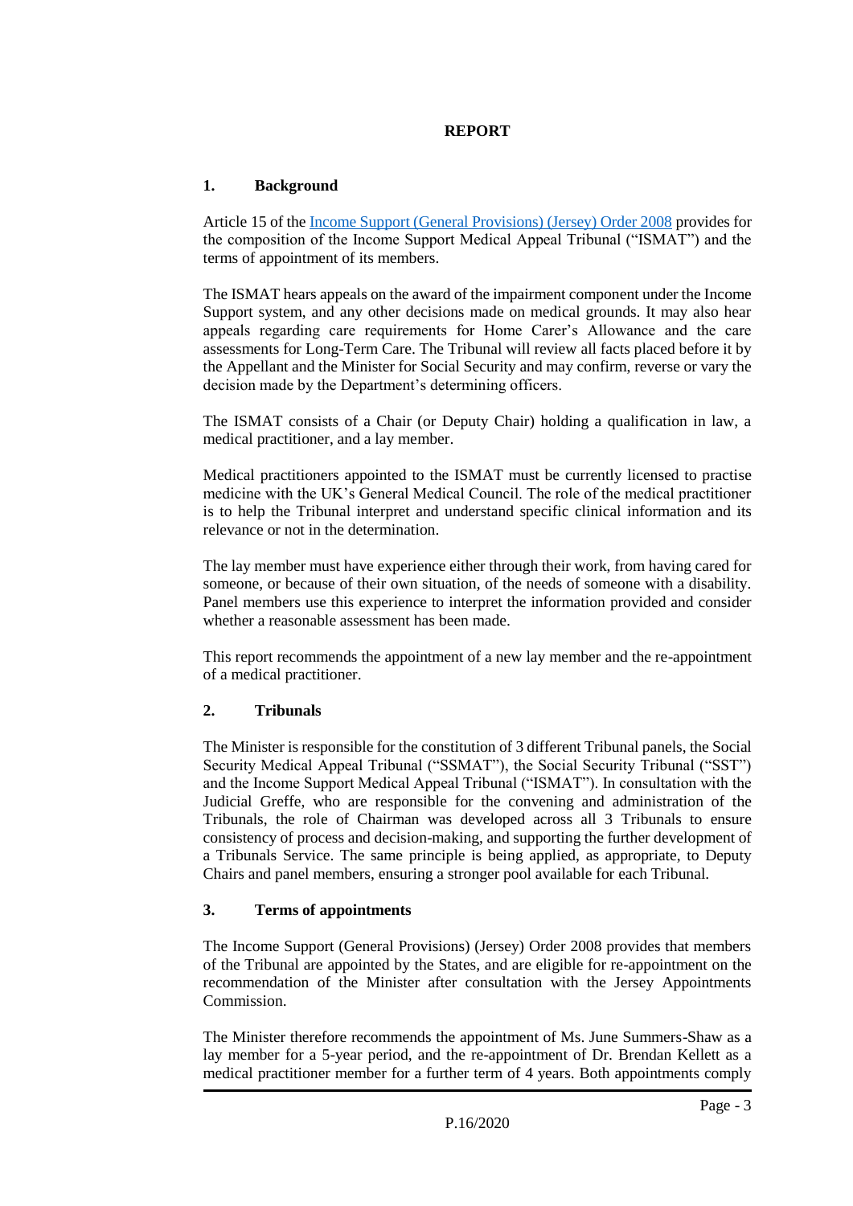# REPORT

## 1. Background

Article 15 of the [Income Support (General Provisions) (Jersey) Order 2008](#) provides for the composition of the Income Support Medical Appeal Tribunal ("ISMAT") and the terms of appointment of its members.

The ISMAT hears appeals on the award of the impairment component under the Income Support system, and any other decisions made on medical grounds. It may also hear appeals regarding care requirements for Home Carer's Allowance and the care assessments for Long-Term Care. The Tribunal will review all facts placed before it by the Appellant and the Minister for Social Security and may confirm, reverse or vary the decision made by the Department's determining officers.

The ISMAT consists of a Chair (or Deputy Chair) holding a qualification in law, a medical practitioner, and a lay member.

Medical practitioners appointed to the ISMAT must be currently licensed to practise medicine with the UK's General Medical Council. The role of the medical practitioner is to help the Tribunal interpret and understand specific clinical information and its relevance or not in the determination.

The lay member must have experience either through their work, from having cared for someone, or because of their own situation, of the needs of someone with a disability. Panel members use this experience to interpret the information provided and consider whether a reasonable assessment has been made.

This report recommends the appointment of a new lay member and the re-appointment of a medical practitioner.

## 2. Tribunals

The Minister is responsible for the constitution of 3 different Tribunal panels, the Social Security Medical Appeal Tribunal ("SSMAT"), the Social Security Tribunal ("SST") and the Income Support Medical Appeal Tribunal ("ISMAT"). In consultation with the Judicial Greffe, who are responsible for the convening and administration of the Tribunals, the role of Chairman was developed across all 3 Tribunals to ensure consistency of process and decision-making, and supporting the further development of a Tribunals Service. The same principle is being applied, as appropriate, to Deputy Chairs and panel members, ensuring a stronger pool available for each Tribunal.

## 3. Terms of appointments

The Income Support (General Provisions) (Jersey) Order 2008 provides that members of the Tribunal are appointed by the States, and are eligible for re-appointment on the recommendation of the Minister after consultation with the Jersey Appointments Commission.

The Minister therefore recommends the appointment of Ms. June Summers-Shaw as a lay member for a 5-year period, and the re-appointment of Dr. Brendan Kellett as a medical practitioner member for a further term of 4 years. Both appointments comply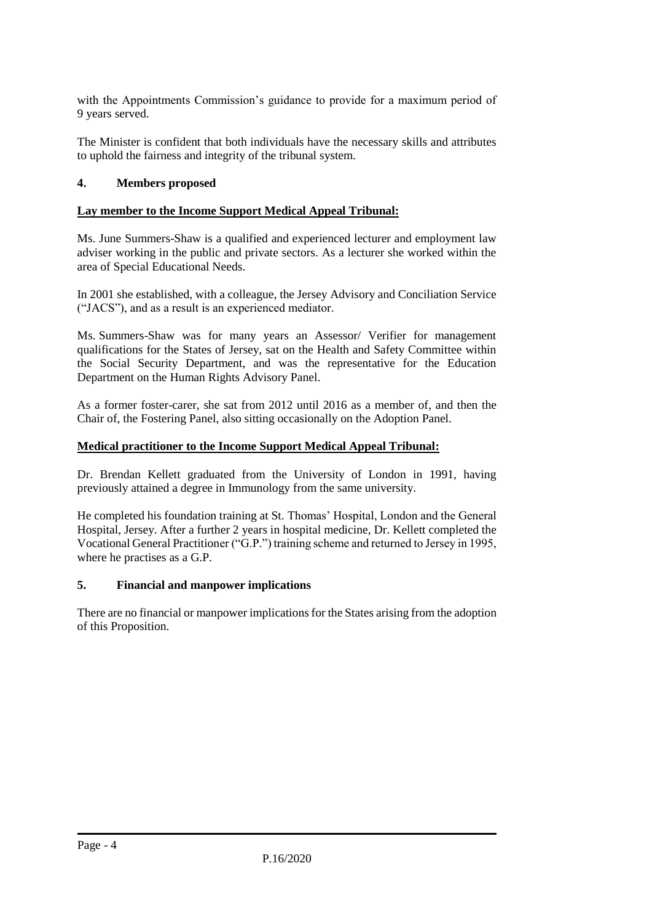with the Appointments Commission's guidance to provide for a maximum period of 9 years served.

The Minister is confident that both individuals have the necessary skills and attributes to uphold the fairness and integrity of the tribunal system.

## 4. Members proposed

**Lay member to the Income Support Medical Appeal Tribunal:**

Ms. June Summers-Shaw is a qualified and experienced lecturer and employment law adviser working in the public and private sectors. As a lecturer she worked within the area of Special Educational Needs.

In 2001 she established, with a colleague, the Jersey Advisory and Conciliation Service ("JACS"), and as a result is an experienced mediator.

Ms. Summers-Shaw was for many years an Assessor/ Verifier for management qualifications for the States of Jersey, sat on the Health and Safety Committee within the Social Security Department, and was the representative for the Education Department on the Human Rights Advisory Panel.

As a former foster-carer, she sat from 2012 until 2016 as a member of, and then the Chair of, the Fostering Panel, also sitting occasionally on the Adoption Panel.

**Medical practitioner to the Income Support Medical Appeal Tribunal:**

Dr. Brendan Kellett graduated from the University of London in 1991, having previously attained a degree in Immunology from the same university.

He completed his foundation training at St. Thomas' Hospital, London and the General Hospital, Jersey. After a further 2 years in hospital medicine, Dr. Kellett completed the Vocational General Practitioner ("G.P.") training scheme and returned to Jersey in 1995, where he practises as a G.P.

## 5. Financial and manpower implications

There are no financial or manpower implications for the States arising from the adoption of this Proposition.